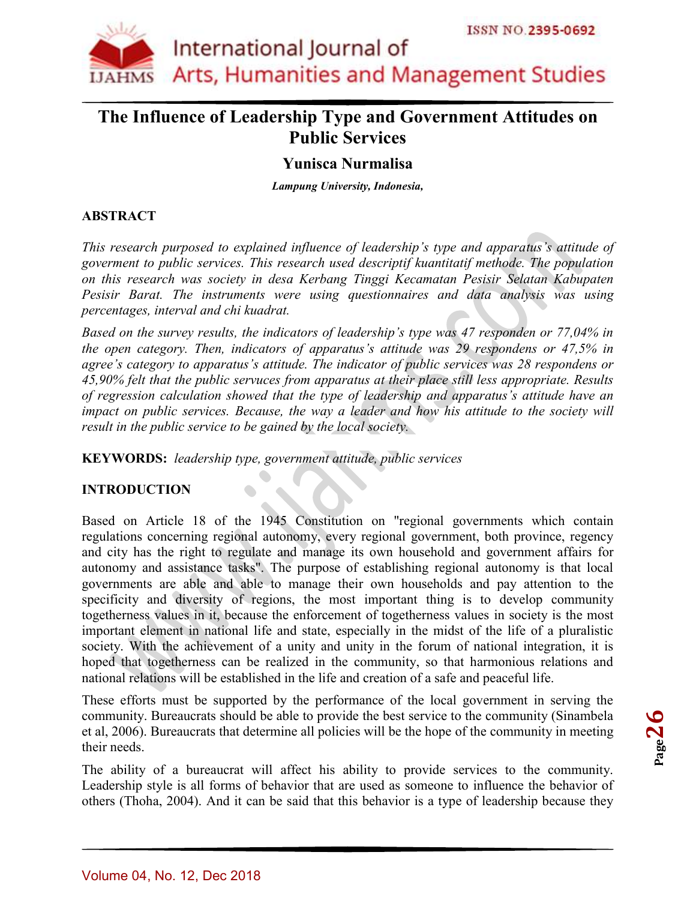# The Influence of Leadership Type and Government Attitudes on Public Services

**Yunisca Nurmalisa**

*Lampung University, Indonesia,*

## ABSTRACT

*This research purposed to explained influence of leadership's type and apparatus's attitude of goverment to public services. This research used descriptif kuantitatif methode. The population on this research was society in desa Kerbang Tinggi Kecamatan Pesisir Selatan Kabupaten Pesisir Barat. The instruments were using questionnaires and data analysis was using percentages, interval and chi kuadrat.*

*Based on the survey results, the indicators of leadership's type was 47 responden or 77,04% in the open category. Then, indicators of apparatus's attitude was 29 respondens or 47,5% in agree's category to apparatus's attitude. The indicator of public services was 28 respondens or 45,90% felt that the public servuces from apparatus at their place still less appropriate. Results of regression calculation showed that the type of leadership and apparatus's attitude have an impact on public services. Because, the way a leader and how his attitude to the society will result in the public service to be gained by the local society.*

**KEYWORDS:** *leadership type, government attitude, public services*

## INTRODUCTION

Based on Article 18 of the 1945 Constitution on "regional governments which contain regulations concerning regional autonomy, every regional government, both province, regency and city has the right to regulate and manage its own household and government affairs for autonomy and assistance tasks". The purpose of establishing regional autonomy is that local governments are able and able to manage their own households and pay attention to the specificity and diversity of regions, the most important thing is to develop community togetherness values in it, because the enforcement of togetherness values in society is the most important element in national life and state, especially in the midst of the life of a pluralistic society. With the achievement of a unity and unity in the forum of national integration, it is hoped that togetherness can be realized in the community, so that harmonious relations and national relations will be established in the life and creation of a safe and peaceful life.

These efforts must be supported by the performance of the local government in serving the community. Bureaucrats should be able to provide the best service to the community (Sinambela et al, 2006). Bureaucrats that determine all policies will be the hope of the community in meeting their needs.

The ability of a bureaucrat will affect his ability to provide services to the community. Leadership style is all forms of behavior that are used as someone to influence the behavior of others (Thoha, 2004). And it can be said that this behavior is a type of leadership because they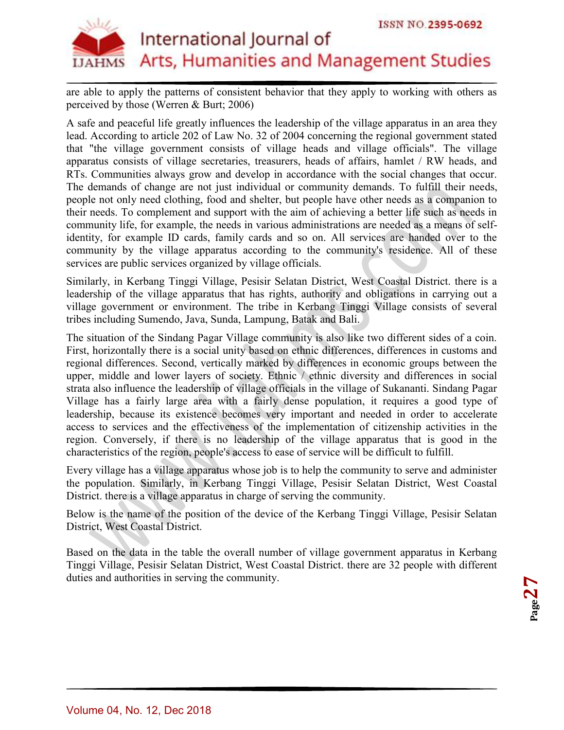are able to apply the patterns of consistent behavior that they apply to working with others as perceived by those (Werren & Burt; 2006)

A safe and peaceful life greatly influences the leadership of the village apparatus in an area they lead. According to article 202 of Law No. 32 of 2004 concerning the regional government stated that "the village government consists of village heads and village officials". The village apparatus consists of village secretaries, treasurers, heads of affairs, hamlet / RW heads, and RTs. Communities always grow and develop in accordance with the social changes that occur. The demands of change are not just individual or community demands. To fulfill their needs, people not only need clothing, food and shelter, but people have other needs as a companion to their needs. To complement and support with the aim of achieving a better life such as needs in community life, for example, the needs in various administrations are needed as a means of self-identity, for example ID cards, family cards and so on. All services are handed over to the community by the village apparatus according to the community's residence. All of these services are public services organized by village officials.

Similarly, in Kerbang Tinggi Village, Pesisir Selatan District, West Coastal District. there is a leadership of the village apparatus that has rights, authority and obligations in carrying out a village government or environment. The tribe in Kerbang Tinggi Village consists of several tribes including Sumendo, Java, Sunda, Lampung, Batak and Bali.

The situation of the Sindang Pagar Village community is also like two different sides of a coin. First, horizontally there is a social unity based on ethnic differences, differences in customs and regional differences. Second, vertically marked by differences in economic groups between the upper, middle and lower layers of society. Ethnic / ethnic diversity and differences in social strata also influence the leadership of village officials in the village of Sukananti. Sindang Pagar Village has a fairly large area with a fairly dense population, it requires a good type of leadership, because its existence becomes very important and needed in order to accelerate access to services and the effectiveness of the implementation of citizenship activities in the region. Conversely, if there is no leadership of the village apparatus that is good in the characteristics of the region, people's access to ease of service will be difficult to fulfill.

Every village has a village apparatus whose job is to help the community to serve and administer the population. Similarly, in Kerbang Tinggi Village, Pesisir Selatan District, West Coastal District. there is a village apparatus in charge of serving the community.

Below is the name of the position of the device of the Kerbang Tinggi Village, Pesisir Selatan District, West Coastal District.

Based on the data in the table the overall number of village government apparatus in Kerbang Tinggi Village, Pesisir Selatan District, West Coastal District. there are 32 people with different duties and authorities in serving the community.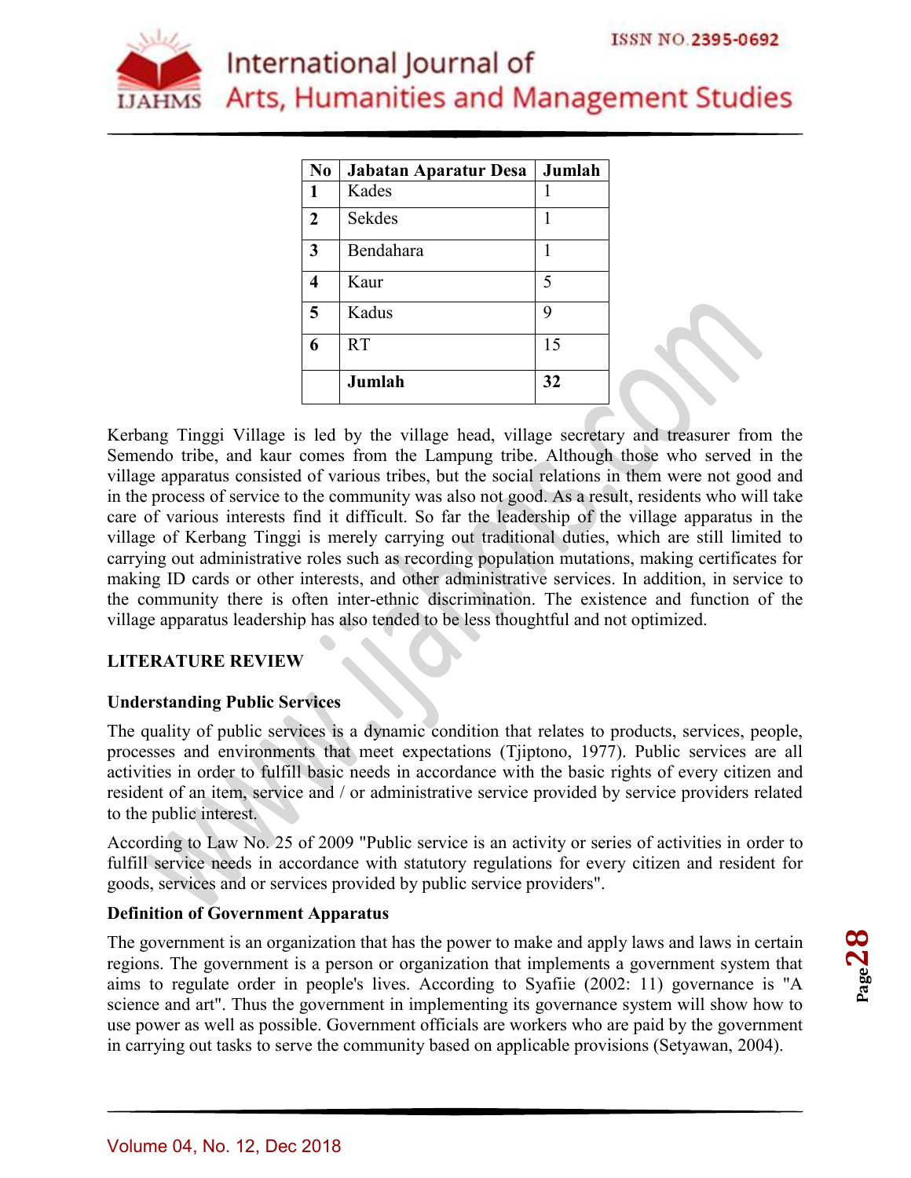| No | Jabatan Aparatur Desa | Jumlah |
|---|---|---|
| 1 | Kades | 1 |
| 2 | Sekdes | 1 |
| 3 | Bendahara | 1 |
| 4 | Kaur | 5 |
| 5 | Kadus | 9 |
| 6 | RT | 15 |
| | **Jumlah** | **32** |

Kerbang Tinggi Village is led by the village head, village secretary and treasurer from the Semendo tribe, and kaur comes from the Lampung tribe. Although those who served in the village apparatus consisted of various tribes, but the social relations in them were not good and in the process of service to the community was also not good. As a result, residents who will take care of various interests find it difficult. So far the leadership of the village apparatus in the village of Kerbang Tinggi is merely carrying out traditional duties, which are still limited to carrying out administrative roles such as recording population mutations, making certificates for making ID cards or other interests, and other administrative services. In addition, in service to the community there is often inter-ethnic discrimination. The existence and function of the village apparatus leadership has also tended to be less thoughtful and not optimized.

## LITERATURE REVIEW

### Understanding Public Services

The quality of public services is a dynamic condition that relates to products, services, people, processes and environments that meet expectations (Tjiptono, 1977). Public services are all activities in order to fulfill basic needs in accordance with the basic rights of every citizen and resident of an item, service and / or administrative service provided by service providers related to the public interest.

According to Law No. 25 of 2009 "Public service is an activity or series of activities in order to fulfill service needs in accordance with statutory regulations for every citizen and resident for goods, services and or services provided by public service providers".

### Definition of Government Apparatus

The government is an organization that has the power to make and apply laws and laws in certain regions. The government is a person or organization that implements a government system that aims to regulate order in people's lives. According to Syafiie (2002: 11) governance is "A science and art". Thus the government in implementing its governance system will show how to use power as well as possible. Government officials are workers who are paid by the government in carrying out tasks to serve the community based on applicable provisions (Setyawan, 2004).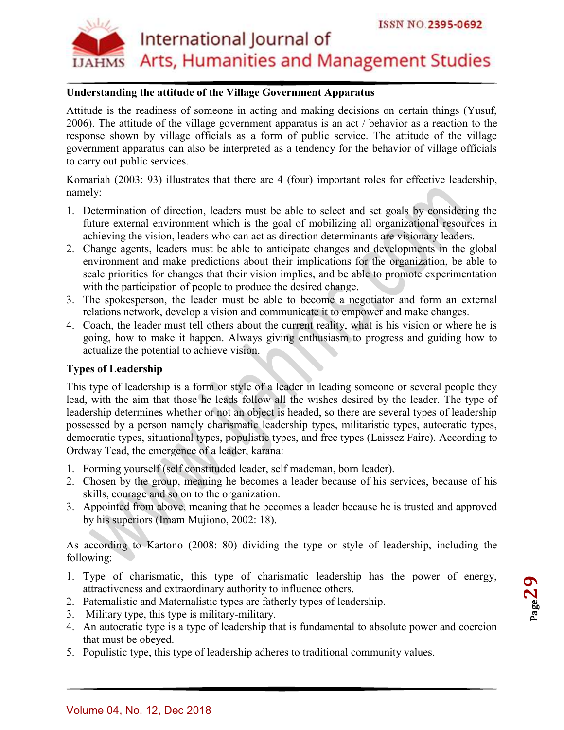**Understanding the attitude of the Village Government Apparatus**

Attitude is the readiness of someone in acting and making decisions on certain things (Yusuf, 2006). The attitude of the village government apparatus is an act / behavior as a reaction to the response shown by village officials as a form of public service. The attitude of the village government apparatus can also be interpreted as a tendency for the behavior of village officials to carry out public services.

Komariah (2003: 93) illustrates that there are 4 (four) important roles for effective leadership, namely:

1. Determination of direction, leaders must be able to select and set goals by considering the future external environment which is the goal of mobilizing all organizational resources in achieving the vision, leaders who can act as direction determinants are visionary leaders.
2. Change agents, leaders must be able to anticipate changes and developments in the global environment and make predictions about their implications for the organization, be able to scale priorities for changes that their vision implies, and be able to promote experimentation with the participation of people to produce the desired change.
3. The spokesperson, the leader must be able to become a negotiator and form an external relations network, develop a vision and communicate it to empower and make changes.
4. Coach, the leader must tell others about the current reality, what is his vision or where he is going, how to make it happen. Always giving enthusiasm to progress and guiding how to actualize the potential to achieve vision.

**Types of Leadership**

This type of leadership is a form or style of a leader in leading someone or several people they lead, with the aim that those he leads follow all the wishes desired by the leader. The type of leadership determines whether or not an object is headed, so there are several types of leadership possessed by a person namely charismatic leadership types, militaristic types, autocratic types, democratic types, situational types, populistic types, and free types (Laissez Faire). According to Ordway Tead, the emergence of a leader, karana:

1. Forming yourself (self constituded leader, self mademan, born leader).
2. Chosen by the group, meaning he becomes a leader because of his services, because of his skills, courage and so on to the organization.
3. Appointed from above, meaning that he becomes a leader because he is trusted and approved by his superiors (Imam Mujiono, 2002: 18).

As according to Kartono (2008: 80) dividing the type or style of leadership, including the following:

1. Type of charismatic, this type of charismatic leadership has the power of energy, attractiveness and extraordinary authority to influence others.
2. Paternalistic and Maternalistic types are fatherly types of leadership.
3. Military type, this type is military-military.
4. An autocratic type is a type of leadership that is fundamental to absolute power and coercion that must be obeyed.
5. Populistic type, this type of leadership adheres to traditional community values.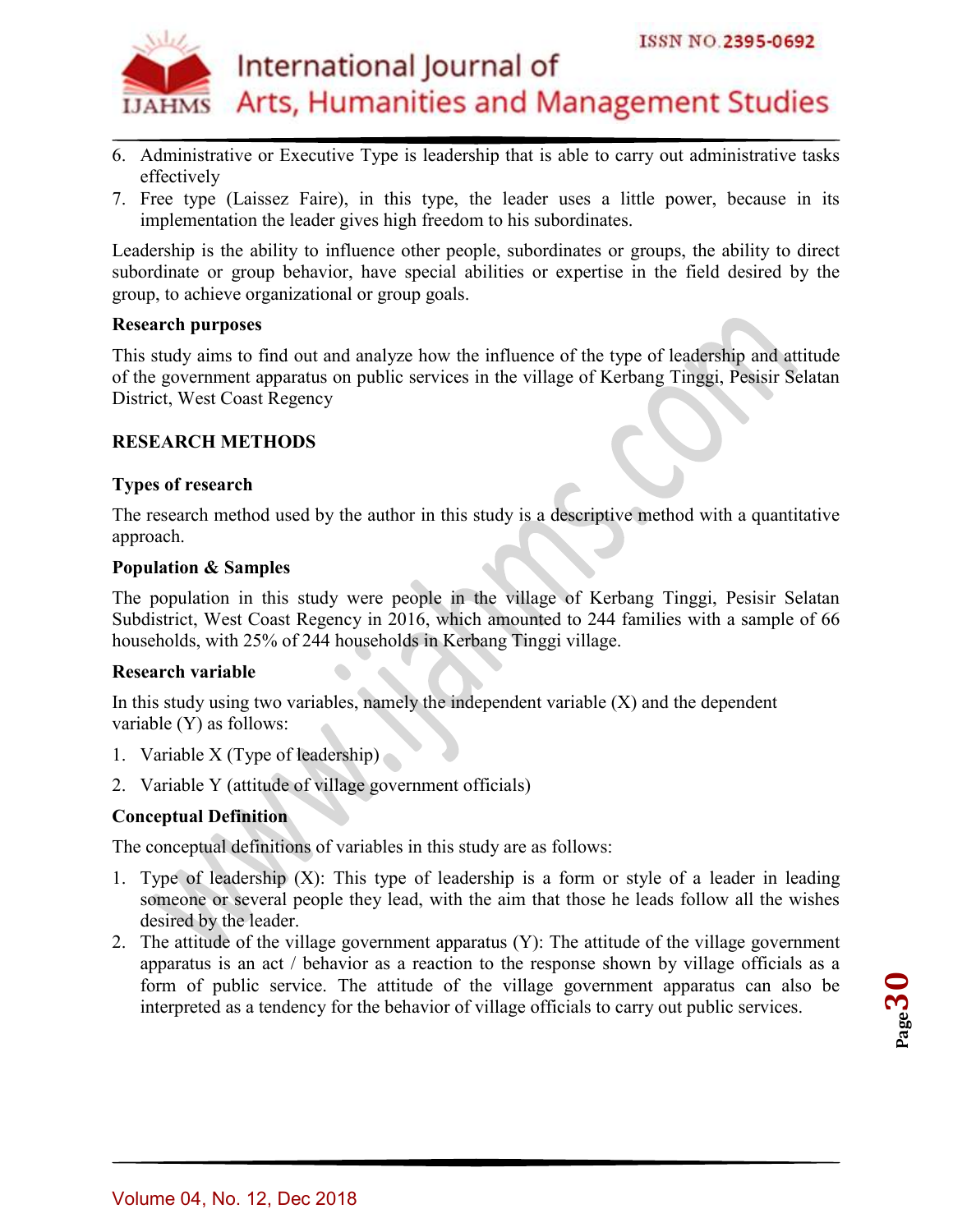6. Administrative or Executive Type is leadership that is able to carry out administrative tasks effectively
7. Free type (Laissez Faire), in this type, the leader uses a little power, because in its implementation the leader gives high freedom to his subordinates.

Leadership is the ability to influence other people, subordinates or groups, the ability to direct subordinate or group behavior, have special abilities or expertise in the field desired by the group, to achieve organizational or group goals.

**Research purposes**

This study aims to find out and analyze how the influence of the type of leadership and attitude of the government apparatus on public services in the village of Kerbang Tinggi, Pesisir Selatan District, West Coast Regency

## RESEARCH METHODS

**Types of research**

The research method used by the author in this study is a descriptive method with a quantitative approach.

**Population & Samples**

The population in this study were people in the village of Kerbang Tinggi, Pesisir Selatan Subdistrict, West Coast Regency in 2016, which amounted to 244 families with a sample of 66 households, with 25% of 244 households in Kerbang Tinggi village.

**Research variable**

In this study using two variables, namely the independent variable (X) and the dependent variable (Y) as follows:

1. Variable X (Type of leadership)
2. Variable Y (attitude of village government officials)

**Conceptual Definition**

The conceptual definitions of variables in this study are as follows:

1. Type of leadership (X): This type of leadership is a form or style of a leader in leading someone or several people they lead, with the aim that those he leads follow all the wishes desired by the leader.
2. The attitude of the village government apparatus (Y): The attitude of the village government apparatus is an act / behavior as a reaction to the response shown by village officials as a form of public service. The attitude of the village government apparatus can also be interpreted as a tendency for the behavior of village officials to carry out public services.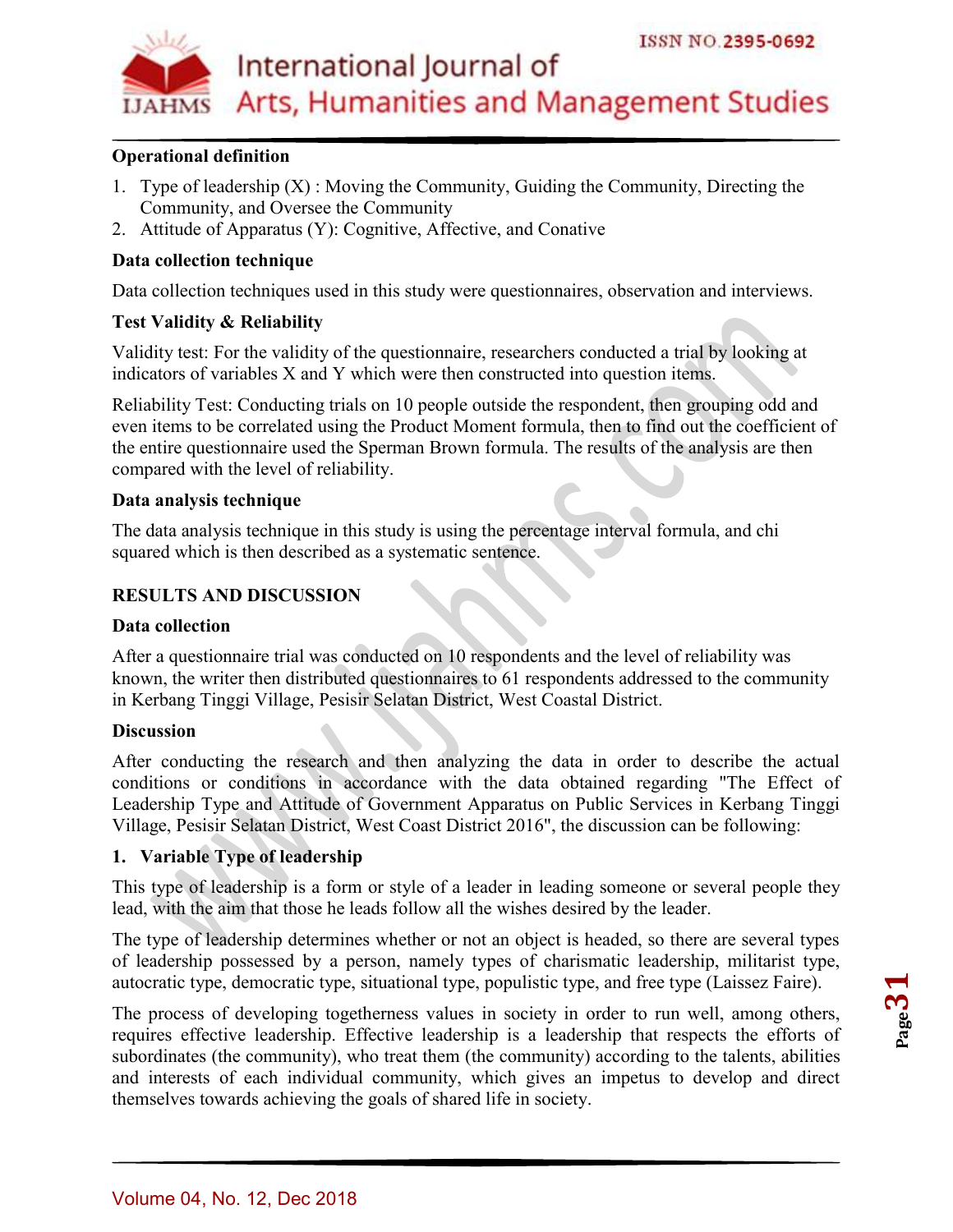**Operational definition**

1. Type of leadership (X) : Moving the Community, Guiding the Community, Directing the Community, and Oversee the Community
2. Attitude of Apparatus (Y): Cognitive, Affective, and Conative

**Data collection technique**

Data collection techniques used in this study were questionnaires, observation and interviews.

**Test Validity & Reliability**

Validity test: For the validity of the questionnaire, researchers conducted a trial by looking at indicators of variables X and Y which were then constructed into question items.

Reliability Test: Conducting trials on 10 people outside the respondent, then grouping odd and even items to be correlated using the Product Moment formula, then to find out the coefficient of the entire questionnaire used the Sperman Brown formula. The results of the analysis are then compared with the level of reliability.

**Data analysis technique**

The data analysis technique in this study is using the percentage interval formula, and chi squared which is then described as a systematic sentence.

**RESULTS AND DISCUSSION**

**Data collection**

After a questionnaire trial was conducted on 10 respondents and the level of reliability was known, the writer then distributed questionnaires to 61 respondents addressed to the community in Kerbang Tinggi Village, Pesisir Selatan District, West Coastal District.

**Discussion**

After conducting the research and then analyzing the data in order to describe the actual conditions or conditions in accordance with the data obtained regarding "The Effect of Leadership Type and Attitude of Government Apparatus on Public Services in Kerbang Tinggi Village, Pesisir Selatan District, West Coast District 2016", the discussion can be following:

**1. Variable Type of leadership**

This type of leadership is a form or style of a leader in leading someone or several people they lead, with the aim that those he leads follow all the wishes desired by the leader.

The type of leadership determines whether or not an object is headed, so there are several types of leadership possessed by a person, namely types of charismatic leadership, militarist type, autocratic type, democratic type, situational type, populistic type, and free type (Laissez Faire).

The process of developing togetherness values in society in order to run well, among others, requires effective leadership. Effective leadership is a leadership that respects the efforts of subordinates (the community), who treat them (the community) according to the talents, abilities and interests of each individual community, which gives an impetus to develop and direct themselves towards achieving the goals of shared life in society.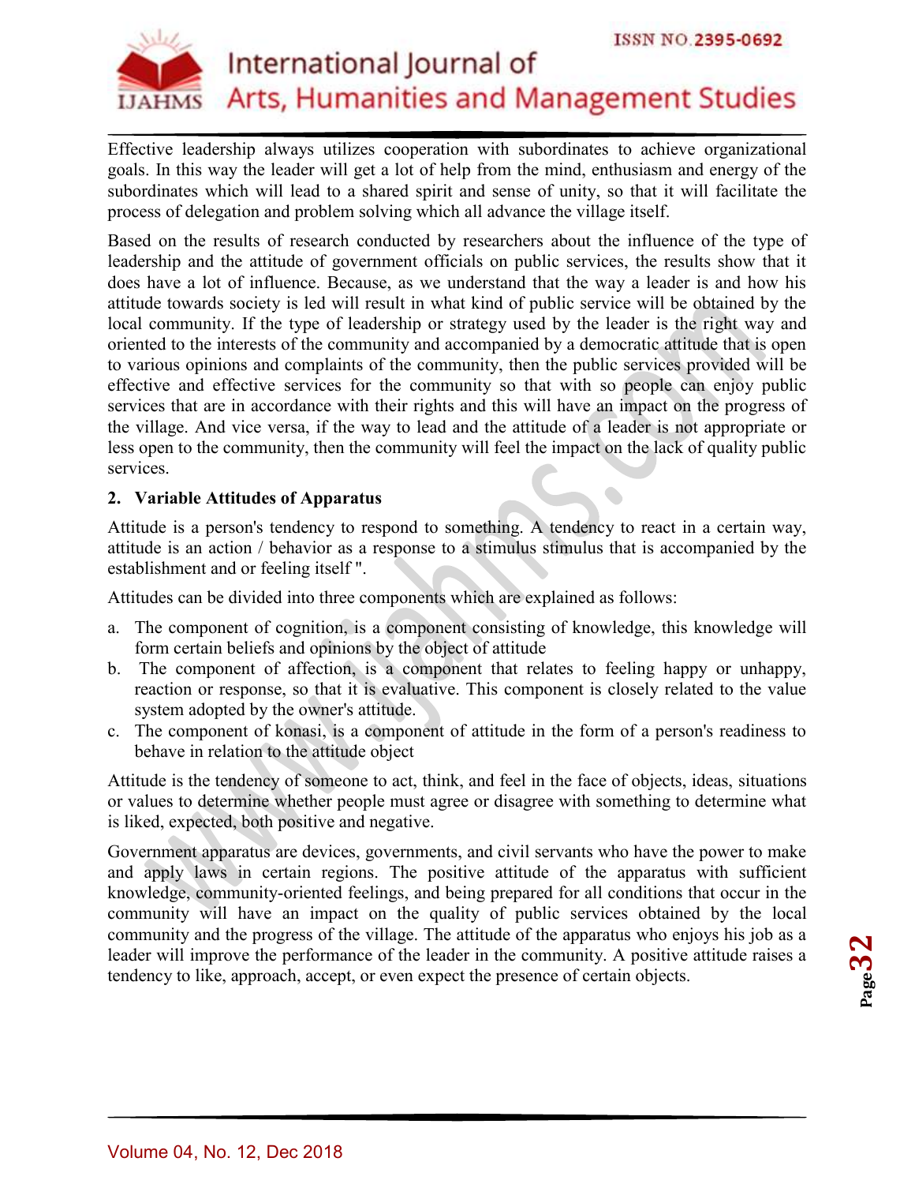Effective leadership always utilizes cooperation with subordinates to achieve organizational goals. In this way the leader will get a lot of help from the mind, enthusiasm and energy of the subordinates which will lead to a shared spirit and sense of unity, so that it will facilitate the process of delegation and problem solving which all advance the village itself.

Based on the results of research conducted by researchers about the influence of the type of leadership and the attitude of government officials on public services, the results show that it does have a lot of influence. Because, as we understand that the way a leader is and how his attitude towards society is led will result in what kind of public service will be obtained by the local community. If the type of leadership or strategy used by the leader is the right way and oriented to the interests of the community and accompanied by a democratic attitude that is open to various opinions and complaints of the community, then the public services provided will be effective and effective services for the community so that with so people can enjoy public services that are in accordance with their rights and this will have an impact on the progress of the village. And vice versa, if the way to lead and the attitude of a leader is not appropriate or less open to the community, then the community will feel the impact on the lack of quality public services.

**2. Variable Attitudes of Apparatus**

Attitude is a person's tendency to respond to something. A tendency to react in a certain way, attitude is an action / behavior as a response to a stimulus stimulus that is accompanied by the establishment and or feeling itself ".

Attitudes can be divided into three components which are explained as follows:

a. The component of cognition, is a component consisting of knowledge, this knowledge will form certain beliefs and opinions by the object of attitude
b. The component of affection, is a component that relates to feeling happy or unhappy, reaction or response, so that it is evaluative. This component is closely related to the value system adopted by the owner's attitude.
c. The component of konasi, is a component of attitude in the form of a person's readiness to behave in relation to the attitude object

Attitude is the tendency of someone to act, think, and feel in the face of objects, ideas, situations or values to determine whether people must agree or disagree with something to determine what is liked, expected, both positive and negative.

Government apparatus are devices, governments, and civil servants who have the power to make and apply laws in certain regions. The positive attitude of the apparatus with sufficient knowledge, community-oriented feelings, and being prepared for all conditions that occur in the community will have an impact on the quality of public services obtained by the local community and the progress of the village. The attitude of the apparatus who enjoys his job as a leader will improve the performance of the leader in the community. A positive attitude raises a tendency to like, approach, accept, or even expect the presence of certain objects.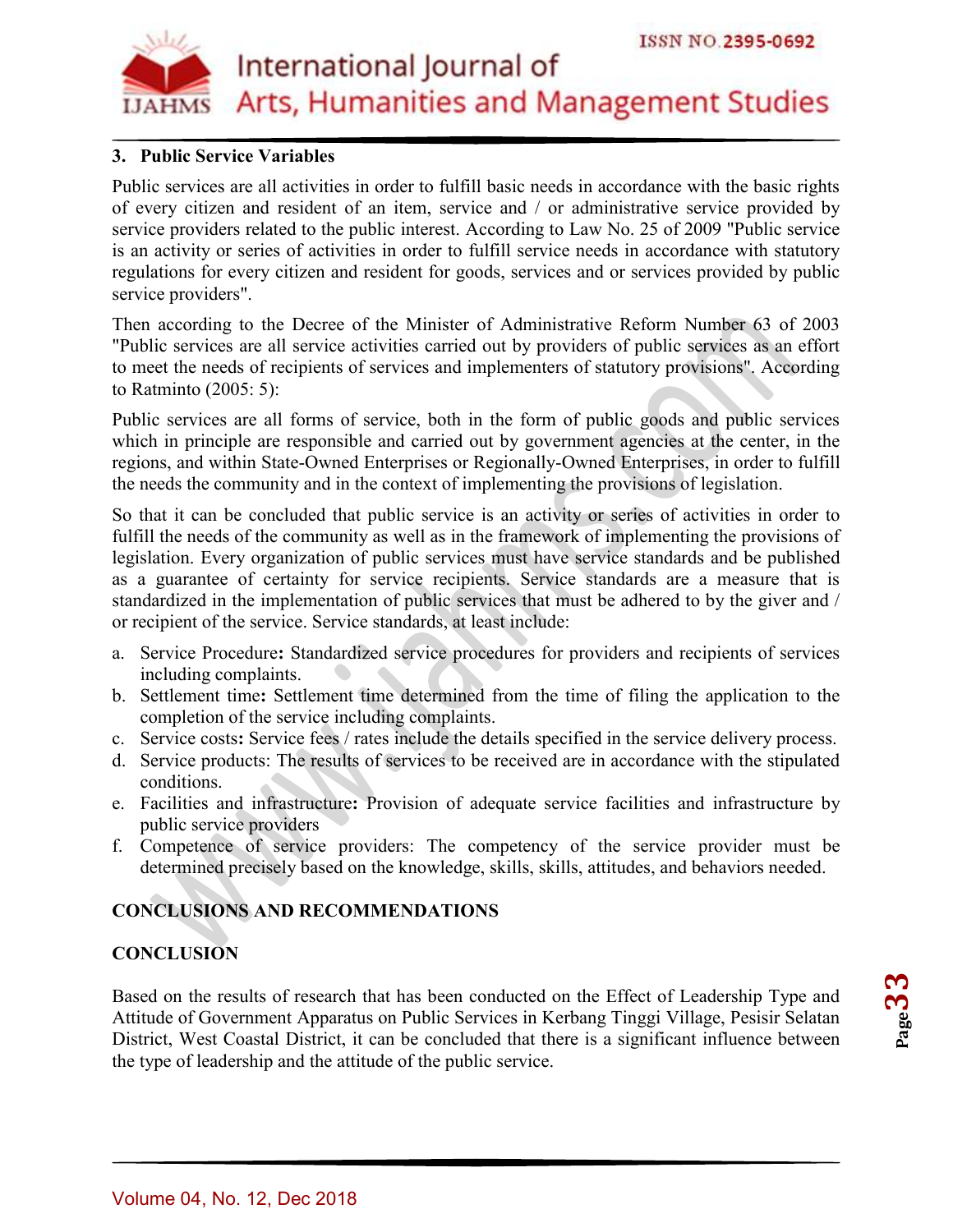### 3. Public Service Variables

Public services are all activities in order to fulfill basic needs in accordance with the basic rights of every citizen and resident of an item, service and / or administrative service provided by service providers related to the public interest. According to Law No. 25 of 2009 "Public service is an activity or series of activities in order to fulfill service needs in accordance with statutory regulations for every citizen and resident for goods, services and or services provided by public service providers".

Then according to the Decree of the Minister of Administrative Reform Number 63 of 2003 "Public services are all service activities carried out by providers of public services as an effort to meet the needs of recipients of services and implementers of statutory provisions". According to Ratminto (2005: 5):

Public services are all forms of service, both in the form of public goods and public services which in principle are responsible and carried out by government agencies at the center, in the regions, and within State-Owned Enterprises or Regionally-Owned Enterprises, in order to fulfill the needs the community and in the context of implementing the provisions of legislation.

So that it can be concluded that public service is an activity or series of activities in order to fulfill the needs of the community as well as in the framework of implementing the provisions of legislation. Every organization of public services must have service standards and be published as a guarantee of certainty for service recipients. Service standards are a measure that is standardized in the implementation of public services that must be adhered to by the giver and / or recipient of the service. Service standards, at least include:

a. Service Procedure**:** Standardized service procedures for providers and recipients of services including complaints.
b. Settlement time**:** Settlement time determined from the time of filing the application to the completion of the service including complaints.
c. Service costs**:** Service fees / rates include the details specified in the service delivery process.
d. Service products: The results of services to be received are in accordance with the stipulated conditions.
e. Facilities and infrastructure**:** Provision of adequate service facilities and infrastructure by public service providers
f. Competence of service providers: The competency of the service provider must be determined precisely based on the knowledge, skills, skills, attitudes, and behaviors needed.

## CONCLUSIONS AND RECOMMENDATIONS

### CONCLUSION

Based on the results of research that has been conducted on the Effect of Leadership Type and Attitude of Government Apparatus on Public Services in Kerbang Tinggi Village, Pesisir Selatan District, West Coastal District, it can be concluded that there is a significant influence between the type of leadership and the attitude of the public service.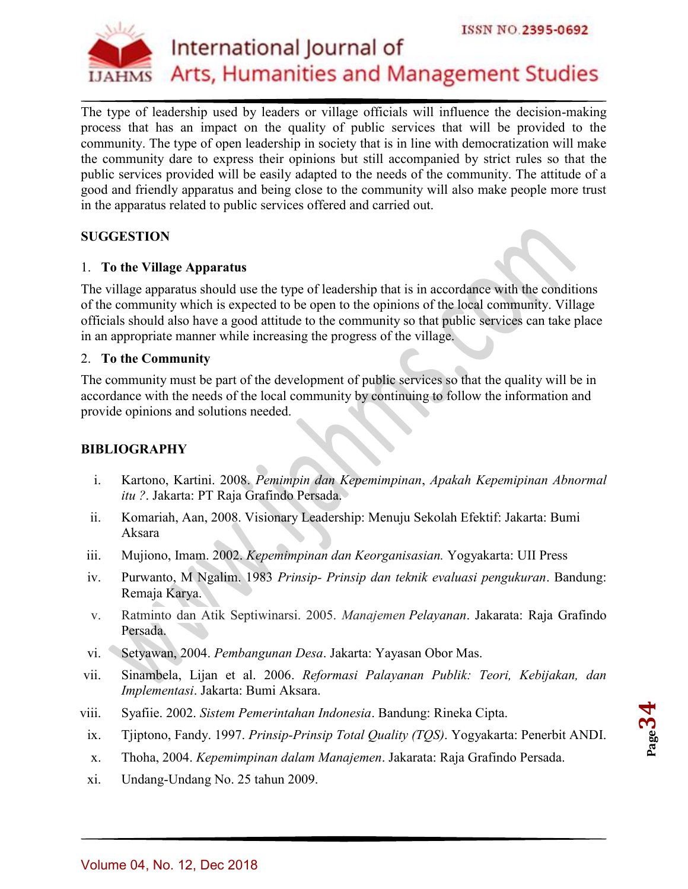The type of leadership used by leaders or village officials will influence the decision-making process that has an impact on the quality of public services that will be provided to the community. The type of open leadership in society that is in line with democratization will make the community dare to express their opinions but still accompanied by strict rules so that the public services provided will be easily adapted to the needs of the community. The attitude of a good and friendly apparatus and being close to the community will also make people more trust in the apparatus related to public services offered and carried out.

## SUGGESTION

### 1. To the Village Apparatus

The village apparatus should use the type of leadership that is in accordance with the conditions of the community which is expected to be open to the opinions of the local community. Village officials should also have a good attitude to the community so that public services can take place in an appropriate manner while increasing the progress of the village.

### 2. To the Community

The community must be part of the development of public services so that the quality will be in accordance with the needs of the local community by continuing to follow the information and provide opinions and solutions needed.

## BIBLIOGRAPHY

i. Kartono, Kartini. 2008. *Pemimpin dan Kepemimpinan*, *Apakah Kepemipinan Abnormal itu ?*. Jakarta: PT Raja Grafindo Persada.

ii. Komariah, Aan, 2008. Visionary Leadership: Menuju Sekolah Efektif: Jakarta: Bumi Aksara

iii. Mujiono, Imam. 2002. *Kepemimpinan dan Keorganisasian.* Yogyakarta: UII Press

iv. Purwanto, M Ngalim. 1983 *Prinsip- Prinsip dan teknik evaluasi pengukuran*. Bandung: Remaja Karya.

v. Ratminto dan Atik Septiwinarsi. 2005. *Manajemen Pelayanan*. Jakarata: Raja Grafindo Persada.

vi. Setyawan, 2004. *Pembangunan Desa*. Jakarta: Yayasan Obor Mas.

vii. Sinambela, Lijan et al. 2006. *Reformasi Palayanan Publik: Teori, Kebijakan, dan Implementasi*. Jakarta: Bumi Aksara.

viii. Syafiie. 2002. *Sistem Pemerintahan Indonesia*. Bandung: Rineka Cipta.

ix. Tjiptono, Fandy. 1997. *Prinsip-Prinsip Total Quality (TQS)*. Yogyakarta: Penerbit ANDI.

x. Thoha, 2004. *Kepemimpinan dalam Manajemen*. Jakarata: Raja Grafindo Persada.

xi. Undang-Undang No. 25 tahun 2009.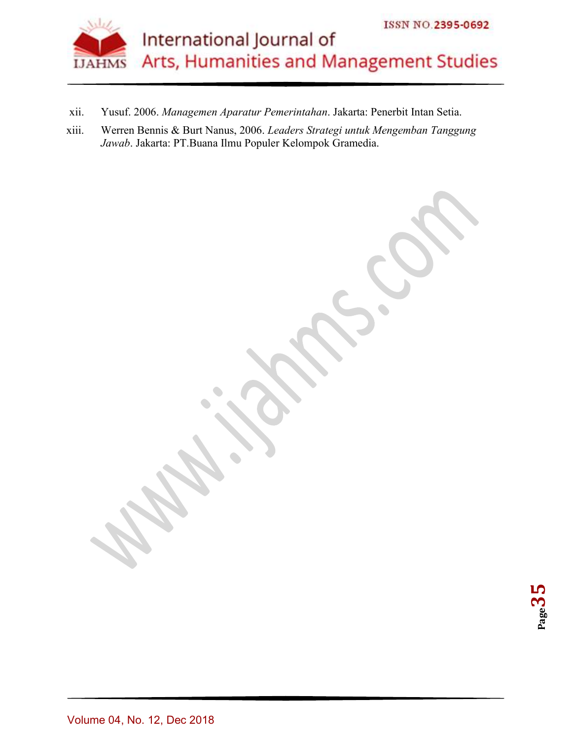xii. Yusuf. 2006. *Managemen Aparatur Pemerintahan*. Jakarta: Penerbit Intan Setia.

xiii. Werren Bennis & Burt Nanus, 2006. *Leaders Strategi untuk Mengemban Tanggung Jawab*. Jakarta: PT.Buana Ilmu Populer Kelompok Gramedia.